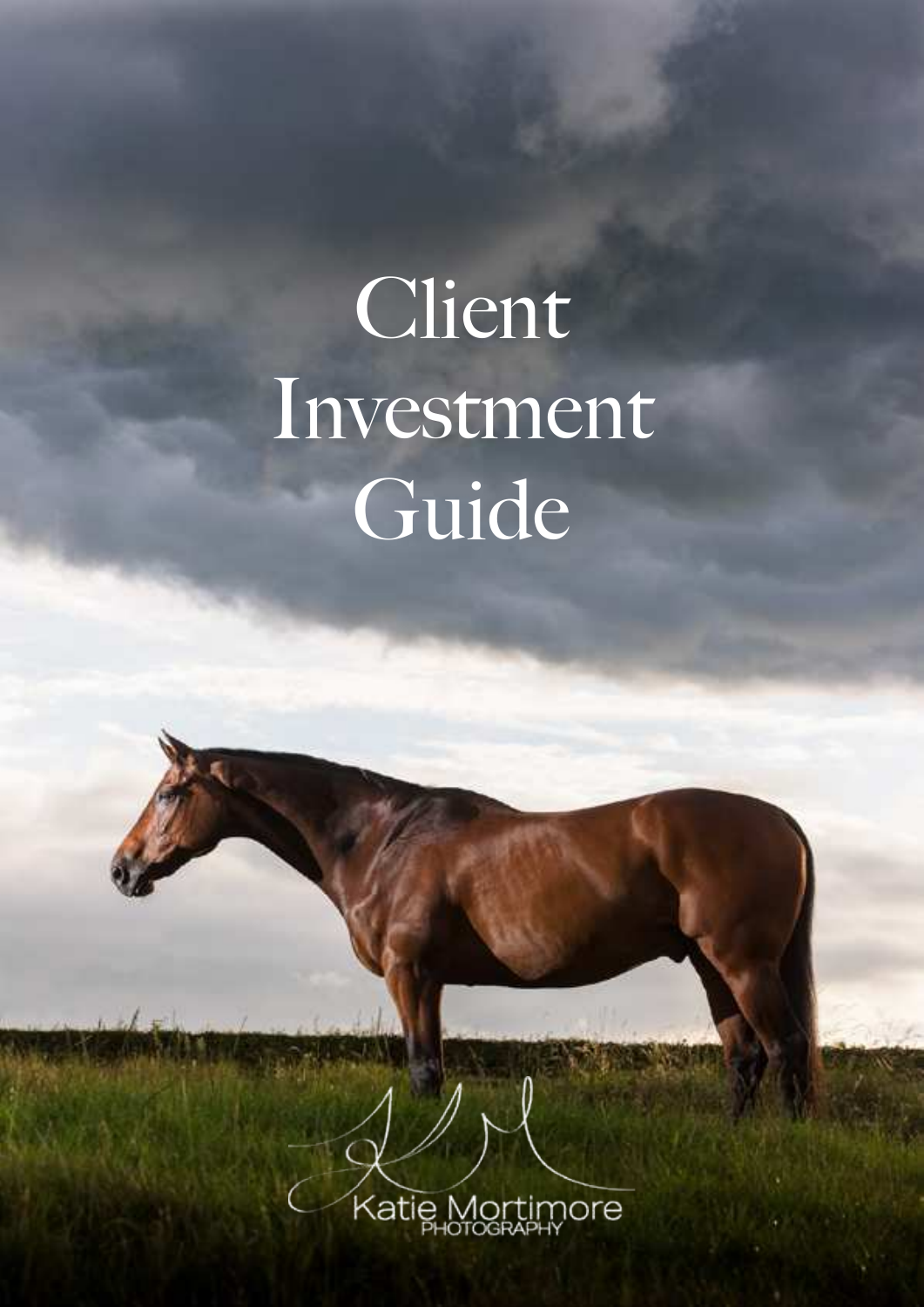# Client Investment Guide

Katie Mortimore
PHOTOGRAPHY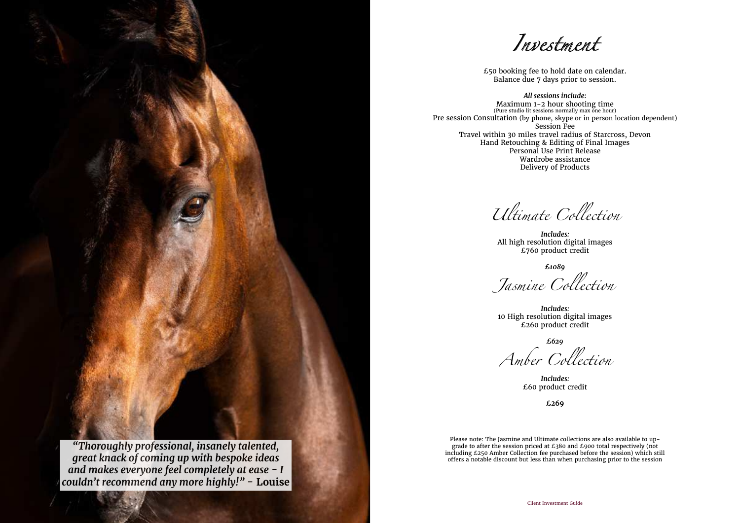> ***"Thoroughly professional, insanely talented, great knack of coming up with bespoke ideas and makes everyone feel completely at ease - I couldn't recommend any more highly!"* - Louise**

# Investment

£50 booking fee to hold date on calendar.
Balance due 7 days prior to session.

***All sessions include:***

Maximum 1-2 hour shooting time
(Pure studio lit sessions normally max one hour)
Pre session Consultation (by phone, skype or in person location dependent)
Session Fee
Travel within 30 miles travel radius of Starcross, Devon
Hand Retouching & Editing of Final Images
Personal Use Print Release
Wardrobe assistance
Delivery of Products

## Ultimate Collection

***Includes:***
All high resolution digital images
£760 product credit

***£1089***

## Jasmine Collection

***Includes:***
10 High resolution digital images
£260 product credit

***£629***

## Amber Collection

***Includes:***
£60 product credit

**£269**

Please note: The Jasmine and Ultimate collections are also available to upgrade to after the session priced at £380 and £900 total respectively (not including £250 Amber Collection fee purchased before the session) which still offers a notable discount but less than when purchasing prior to the session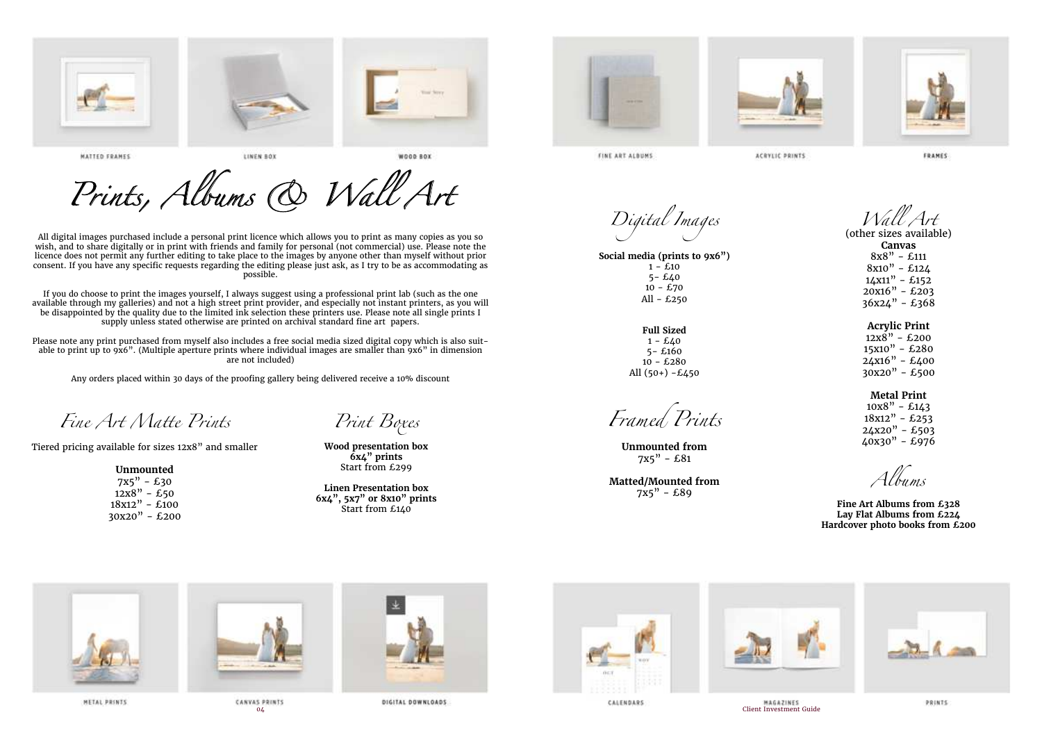MATTED FRAMES

LINEN BOX

WOOD BOX

FINE ART ALBUMS

ACRYLIC PRINTS

FRAMES

# Prints, Albums & Wall Art

All digital images purchased include a personal print licence which allows you to print as many copies as you so wish, and to share digitally or in print with friends and family for personal (not commercial) use. Please note the licence does not permit any further editing to take place to the images by anyone other than myself without prior consent. If you have any specific requests regarding the editing please just ask, as I try to be as accommodating as possible.

If you do choose to print the images yourself, I always suggest using a professional print lab (such as the one available through my galleries) and not a high street print provider, and especially not instant printers, as you will be disappointed by the quality due to the limited ink selection these printers use. Please note all single prints I supply unless stated otherwise are printed on archival standard fine art papers.

Please note any print purchased from myself also includes a free social media sized digital copy which is also suitable to print up to 9x6". (Multiple aperture prints where individual images are smaller than 9x6" in dimension are not included)

Any orders placed within 30 days of the proofing gallery being delivered receive a 10% discount

## Fine Art Matte Prints

Tiered pricing available for sizes 12x8" and smaller

**Unmounted**
7x5" - £30
12x8" - £50
18x12" - £100
30x20" - £200

## Print Boxes

**Wood presentation box**
**6x4" prints**
Start from £299

**Linen Presentation box**
**6x4", 5x7" or 8x10" prints**
Start from £140

## Digital Images

**Social media (prints to 9x6")**
1 - £10
5- £40
10 - £70
All - £250

**Full Sized**
1 - £40
5- £160
10 - £280
All (50+) -£450

## Framed Prints

**Unmounted from**
7x5" - £81

**Matted/Mounted from**
7x5" - £89

## Wall Art

(other sizes available)

**Canvas**
8x8" - £111
8x10" - £124
14x11" - £152
20x16" - £203
36x24" - £368

**Acrylic Print**
12x8" - £200
15x10" - £280
24x16" - £400
30x20" - £500

**Metal Print**
10x8" - £143
18x12" - £253
24x20" - £503
40x30" - £976

## Albums

**Fine Art Albums from £328**
**Lay Flat Albums from £224**
**Hardcover photo books from £200**

METAL PRINTS

CANVAS PRINTS

DIGITAL DOWNLOADS

CALENDARS

MAGAZINES

PRINTS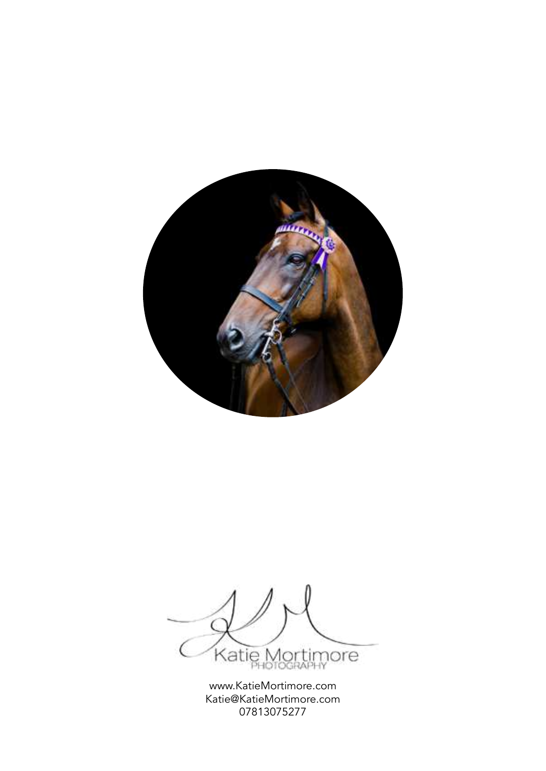Katie Mortimore
PHOTOGRAPHY

www.KatieMortimore.com
Katie@KatieMortimore.com
07813075277